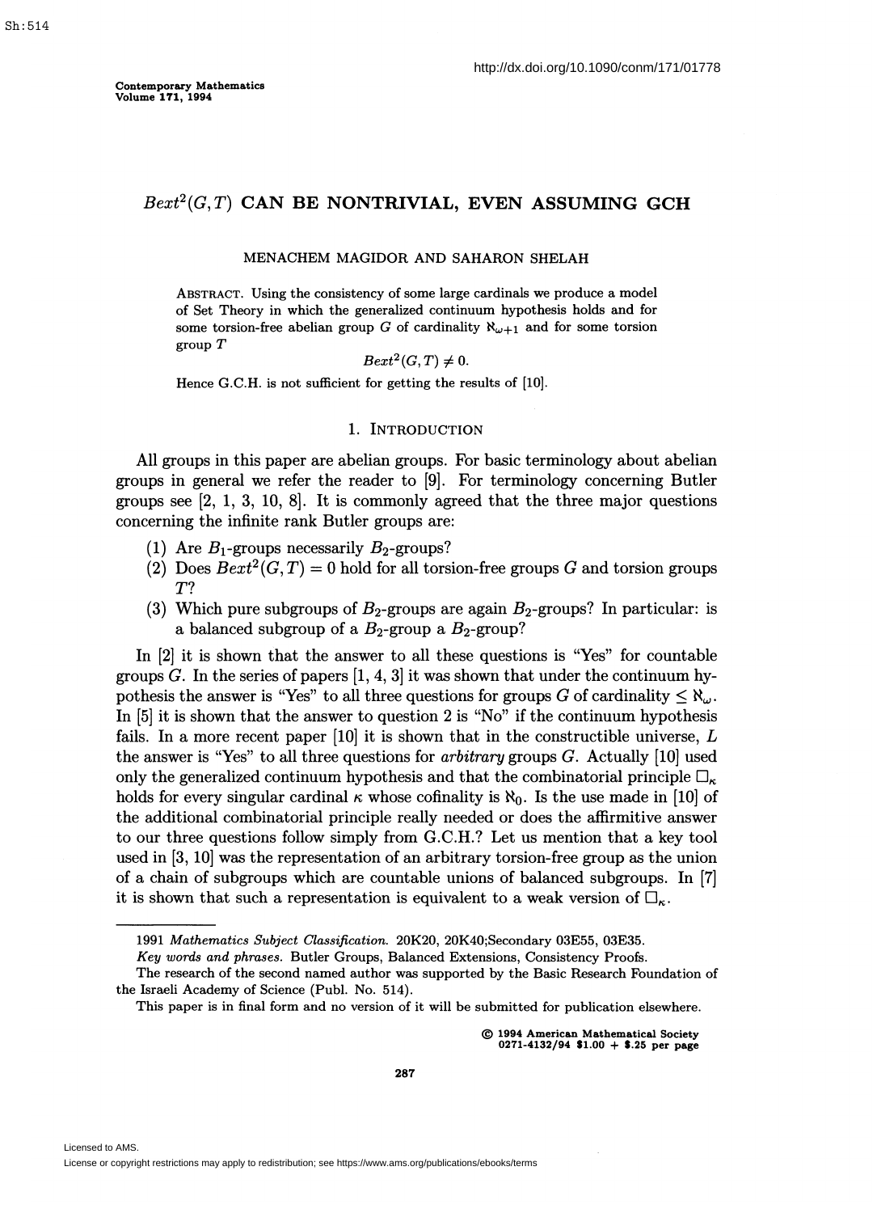# $Bext^2(G,T)$ CAN BE NONTRIVIAL, EVEN ASSUMING GCH

MENACHEM MAGIDOR AND SAHARON SHELAH

ABSTRACT. Using the consistency of some large cardinals we produce a model of Set Theory in which the generalized continuum hypothesis holds and for some torsion-free abelian group $G$ of cardinality $\aleph_{\omega+1}$ and for some torsion group $T$

$$Bext^2(G,T) \neq 0.$$

Hence G.C.H. is not sufficient for getting the results of [10].

## 1. INTRODUCTION

All groups in this paper are abelian groups. For basic terminology about abelian groups in general we refer the reader to [9]. For terminology concerning Butler groups see [2, 1, 3, 10, 8]. It is commonly agreed that the three major questions concerning the infinite rank Butler groups are:

1. Are $B_1$-groups necessarily $B_2$-groups?
2. Does $Bext^2(G,T) = 0$ hold for all torsion-free groups $G$ and torsion groups $T$?
3. Which pure subgroups of $B_2$-groups are again $B_2$-groups? In particular: is a balanced subgroup of a $B_2$-group a $B_2$-group?

In [2] it is shown that the answer to all these questions is "Yes" for countable groups $G$. In the series of papers [1, 4, 3] it was shown that under the continuum hypothesis the answer is "Yes" to all three questions for groups $G$ of cardinality $\leq \aleph_\omega$. In [5] it is shown that the answer to question 2 is "No" if the continuum hypothesis fails. In a more recent paper [10] it is shown that in the constructible universe, $L$ the answer is "Yes" to all three questions for *arbitrary* groups $G$. Actually [10] used only the generalized continuum hypothesis and that the combinatorial principle $\square_\kappa$ holds for every singular cardinal $\kappa$ whose cofinality is $\aleph_0$. Is the use made in [10] of the additional combinatorial principle really needed or does the affirmative answer to our three questions follow simply from G.C.H.? Let us mention that a key tool used in [3, 10] was the representation of an arbitrary torsion-free group as the union of a chain of subgroups which are countable unions of balanced subgroups. In [7] it is shown that such a representation is equivalent to a weak version of $\square_\kappa$.

---

1991 *Mathematics Subject Classification.* 20K20, 20K40;Secondary 03E55, 03E35.

*Key words and phrases.* Butler Groups, Balanced Extensions, Consistency Proofs.

The research of the second named author was supported by the Basic Research Foundation of the Israeli Academy of Science (Publ. No. 514).

This paper is in final form and no version of it will be submitted for publication elsewhere.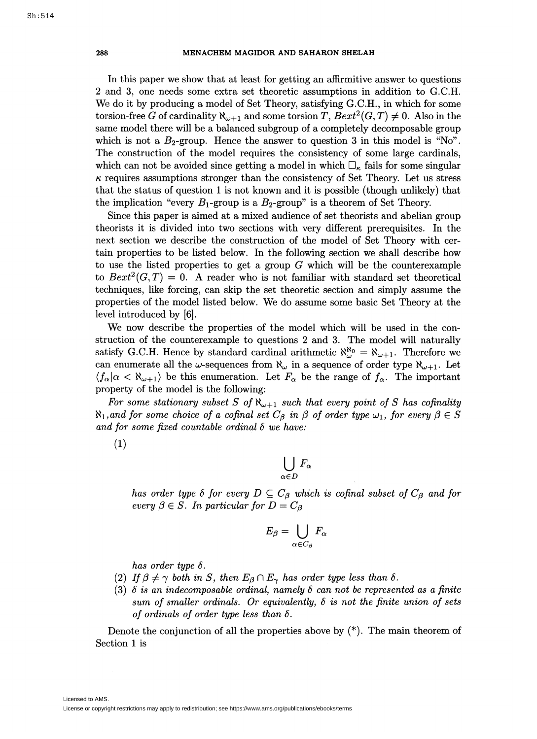In this paper we show that at least for getting an affirmitive answer to questions 2 and 3, one needs some extra set theoretic assumptions in addition to G.C.H. We do it by producing a model of Set Theory, satisfying G.C.H., in which for some torsion-free $G$ of cardinality $\aleph_{\omega+1}$ and some torsion $T$, $Bext^2(G,T) \neq 0$. Also in the same model there will be a balanced subgroup of a completely decomposable group which is not a $B_2$-group. Hence the answer to question 3 in this model is "No". The construction of the model requires the consistency of some large cardinals, which can not be avoided since getting a model in which $\square_\kappa$ fails for some singular $\kappa$ requires assumptions stronger than the consistency of Set Theory. Let us stress that the status of question 1 is not known and it is possible (though unlikely) that the implication "every $B_1$-group is a $B_2$-group" is a theorem of Set Theory.

Since this paper is aimed at a mixed audience of set theorists and abelian group theorists it is divided into two sections with very different prerequisites. In the next section we describe the construction of the model of Set Theory with certain properties to be listed below. In the following section we shall describe how to use the listed properties to get a group $G$ which will be the counterexample to $Bext^2(G,T) = 0$. A reader who is not familiar with standard set theoretical techniques, like forcing, can skip the set theoretic section and simply assume the properties of the model listed below. We do assume some basic Set Theory at the level introduced by [6].

We now describe the properties of the model which will be used in the construction of the counterexample to questions 2 and 3. The model will naturally satisfy G.C.H. Hence by standard cardinal arithmetic $\aleph_\omega^{\aleph_0} = \aleph_{\omega+1}$. Therefore we can enumerate all the $\omega$-sequences from $\aleph_\omega$ in a sequence of order type $\aleph_{\omega+1}$. Let $\langle f_\alpha | \alpha < \aleph_{\omega+1}\rangle$ be this enumeration. Let $F_\alpha$ be the range of $f_\alpha$. The important property of the model is the following:

*For some stationary subset $S$ of $\aleph_{\omega+1}$ such that every point of $S$ has cofinality $\aleph_1$, and for some choice of a cofinal set $C_\beta$ in $\beta$ of order type $\omega_1$, for every $\beta \in S$ and for some fixed countable ordinal $\delta$ we have:*

(1)

$$\bigcup_{\alpha \in D} F_\alpha$$

*has order type $\delta$ for every $D \subseteq C_\beta$ which is cofinal subset of $C_\beta$ and for every $\beta \in S$. In particular for $D = C_\beta$*

$$E_\beta = \bigcup_{\alpha \in C_\beta} F_\alpha$$

*has order type $\delta$.*

(2) *If $\beta \neq \gamma$ both in $S$, then $E_\beta \cap E_\gamma$ has order type less than $\delta$.*

(3) *$\delta$ is an indecomposable ordinal, namely $\delta$ can not be represented as a finite sum of smaller ordinals. Or equivalently, $\delta$ is not the finite union of sets of ordinals of order type less than $\delta$.*

Denote the conjunction of all the properties above by (*). The main theorem of Section 1 is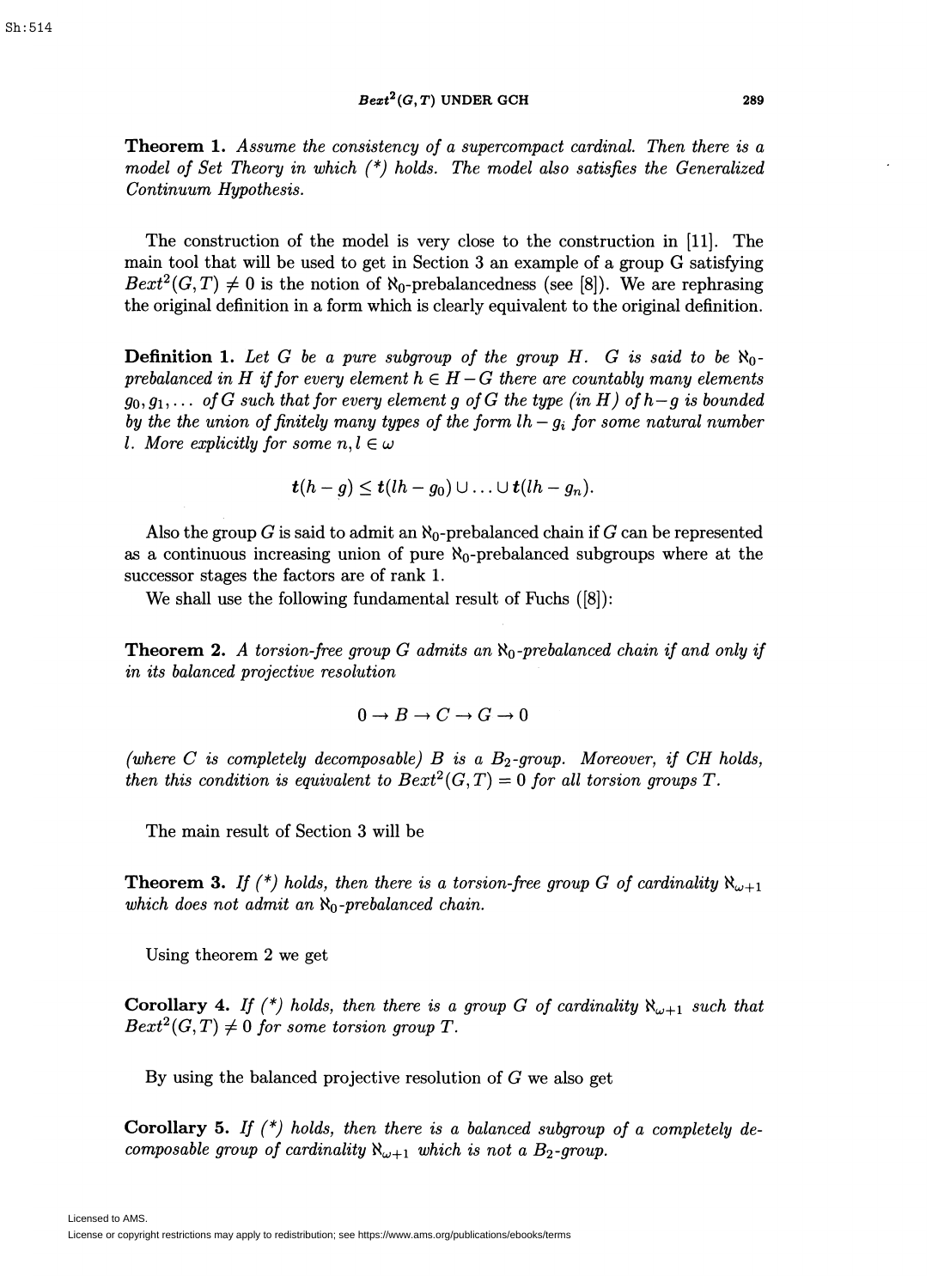**Theorem 1.** *Assume the consistency of a supercompact cardinal. Then there is a model of Set Theory in which (\*) holds. The model also satisfies the Generalized Continuum Hypothesis.*

The construction of the model is very close to the construction in [11]. The main tool that will be used to get in Section 3 an example of a group G satisfying $Bext^2(G,T) \neq 0$ is the notion of $\aleph_0$-prebalancedness (see [8]). We are rephrasing the original definition in a form which is clearly equivalent to the original definition.

**Definition 1.** *Let $G$ be a pure subgroup of the group $H$. $G$ is said to be $\aleph_0$-prebalanced in $H$ if for every element $h \in H - G$ there are countably many elements $g_0, g_1, \ldots$ of $G$ such that for every element $g$ of $G$ the type (in $H$) of $h - g$ is bounded by the the union of finitely many types of the form $lh - g_i$ for some natural number $l$. More explicitly for some $n, l \in \omega$*

$$\boldsymbol{t}(h-g) \leq \boldsymbol{t}(lh-g_0) \cup \ldots \cup \boldsymbol{t}(lh-g_n).$$

Also the group $G$ is said to admit an $\aleph_0$-prebalanced chain if $G$ can be represented as a continuous increasing union of pure $\aleph_0$-prebalanced subgroups where at the successor stages the factors are of rank 1.

We shall use the following fundamental result of Fuchs ([8]):

**Theorem 2.** *A torsion-free group $G$ admits an $\aleph_0$-prebalanced chain if and only if in its balanced projective resolution*

$$0 \to B \to C \to G \to 0$$

*(where $C$ is completely decomposable) $B$ is a $B_2$-group. Moreover, if CH holds, then this condition is equivalent to $Bext^2(G,T) = 0$ for all torsion groups $T$.*

The main result of Section 3 will be

**Theorem 3.** *If (\*) holds, then there is a torsion-free group $G$ of cardinality $\aleph_{\omega+1}$ which does not admit an $\aleph_0$-prebalanced chain.*

Using theorem 2 we get

**Corollary 4.** *If (\*) holds, then there is a group $G$ of cardinality $\aleph_{\omega+1}$ such that $Bext^2(G,T) \neq 0$ for some torsion group $T$.*

By using the balanced projective resolution of $G$ we also get

**Corollary 5.** *If (\*) holds, then there is a balanced subgroup of a completely decomposable group of cardinality $\aleph_{\omega+1}$ which is not a $B_2$-group.*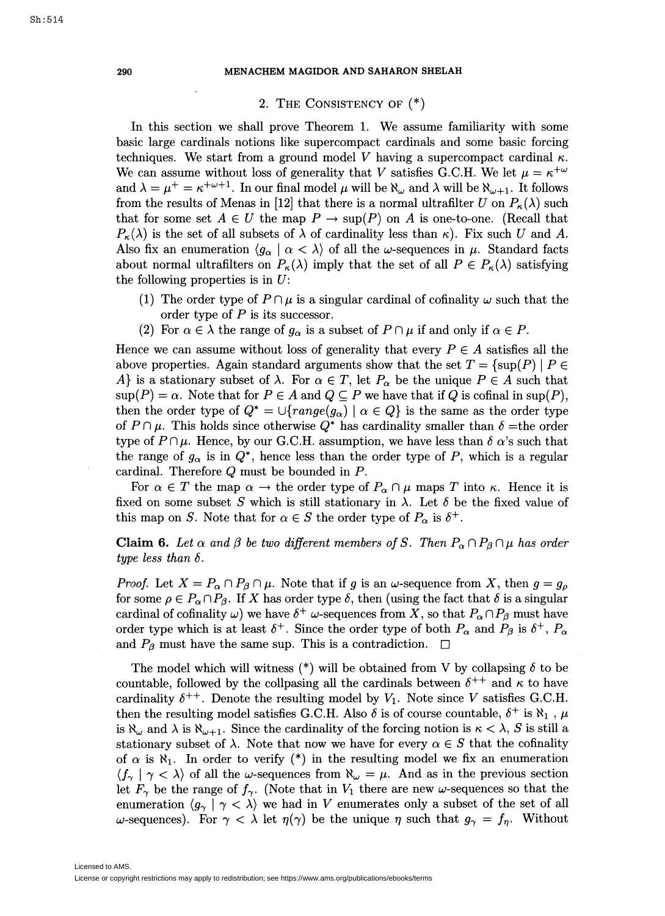## 2. The Consistency of (*)

In this section we shall prove Theorem 1. We assume familiarity with some basic large cardinals notions like supercompact cardinals and some basic forcing techniques. We start from a ground model $V$ having a supercompact cardinal $\kappa$. We can assume without loss of generality that $V$ satisfies G.C.H. We let $\mu = \kappa^{+\omega}$ and $\lambda = \mu^+ = \kappa^{+\omega+1}$. In our final model $\mu$ will be $\aleph_\omega$ and $\lambda$ will be $\aleph_{\omega+1}$. It follows from the results of Menas in [12] that there is a normal ultrafilter $U$ on $P_\kappa(\lambda)$ such that for some set $A \in U$ the map $P \to \sup(P)$ on $A$ is one-to-one. (Recall that $P_\kappa(\lambda)$ is the set of all subsets of $\lambda$ of cardinality less than $\kappa$). Fix such $U$ and $A$. Also fix an enumeration $\langle g_\alpha \mid \alpha < \lambda \rangle$ of all the $\omega$-sequences in $\mu$. Standard facts about normal ultrafilters on $P_\kappa(\lambda)$ imply that the set of all $P \in P_\kappa(\lambda)$ satisfying the following properties is in $U$:

(1) The order type of $P \cap \mu$ is a singular cardinal of cofinality $\omega$ such that the order type of $P$ is its successor.

(2) For $\alpha \in \lambda$ the range of $g_\alpha$ is a subset of $P \cap \mu$ if and only if $\alpha \in P$.

Hence we can assume without loss of generality that every $P \in A$ satisfies all the above properties. Again standard arguments show that the set $T = \{\sup(P) \mid P \in A\}$ is a stationary subset of $\lambda$. For $\alpha \in T$, let $P_\alpha$ be the unique $P \in A$ such that $\sup(P) = \alpha$. Note that for $P \in A$ and $Q \subseteq P$ we have that if $Q$ is cofinal in $\sup(P)$, then the order type of $Q^* = \cup\{range(g_\alpha) \mid \alpha \in Q\}$ is the same as the order type of $P \cap \mu$. This holds since otherwise $Q^*$ has cardinality smaller than $\delta$ =the order type of $P \cap \mu$. Hence, by our G.C.H. assumption, we have less than $\delta$ $\alpha$'s such that the range of $g_\alpha$ is in $Q^*$, hence less than the order type of $P$, which is a regular cardinal. Therefore $Q$ must be bounded in $P$.

For $\alpha \in T$ the map $\alpha \to$ the order type of $P_\alpha \cap \mu$ maps $T$ into $\kappa$. Hence it is fixed on some subset $S$ which is still stationary in $\lambda$. Let $\delta$ be the fixed value of this map on $S$. Note that for $\alpha \in S$ the order type of $P_\alpha$ is $\delta^+$.

**Claim 6.** *Let $\alpha$ and $\beta$ be two different members of $S$. Then $P_\alpha \cap P_\beta \cap \mu$ has order type less than $\delta$.*

*Proof.* Let $X = P_\alpha \cap P_\beta \cap \mu$. Note that if $g$ is an $\omega$-sequence from $X$, then $g = g_\rho$ for some $\rho \in P_\alpha \cap P_\beta$. If $X$ has order type $\delta$, then (using the fact that $\delta$ is a singular cardinal of cofinality $\omega$) we have $\delta^+$ $\omega$-sequences from $X$, so that $P_\alpha \cap P_\beta$ must have order type which is at least $\delta^+$. Since the order type of both $P_\alpha$ and $P_\beta$ is $\delta^+$, $P_\alpha$ and $P_\beta$ must have the same sup. This is a contradiction. □

The model which will witness (*) will be obtained from V by collapsing $\delta$ to be countable, followed by the collpasing all the cardinals between $\delta^{++}$ and $\kappa$ to have cardinality $\delta^{++}$. Denote the resulting model by $V_1$. Note since V satisfies G.C.H. then the resulting model satisfies G.C.H. Also $\delta$ is of course countable, $\delta^+$ is $\aleph_1$ , $\mu$ is $\aleph_\omega$ and $\lambda$ is $\aleph_{\omega+1}$. Since the cardinality of the forcing notion is $\kappa < \lambda$, $S$ is still a stationary subset of $\lambda$. Note that now we have for every $\alpha \in S$ that the cofinality of $\alpha$ is $\aleph_1$. In order to verify (*) in the resulting model we fix an enumeration $\langle f_\gamma \mid \gamma < \lambda \rangle$ of all the $\omega$-sequences from $\aleph_\omega = \mu$. And as in the previous section let $F_\gamma$ be the range of $f_\gamma$. (Note that in $V_1$ there are new $\omega$-sequences so that the enumeration $\langle g_\gamma \mid \gamma < \lambda \rangle$ we had in $V$ enumerates only a subset of the set of all $\omega$-sequences). For $\gamma < \lambda$ let $\eta(\gamma)$ be the unique $\eta$ such that $g_\gamma = f_\eta$. Without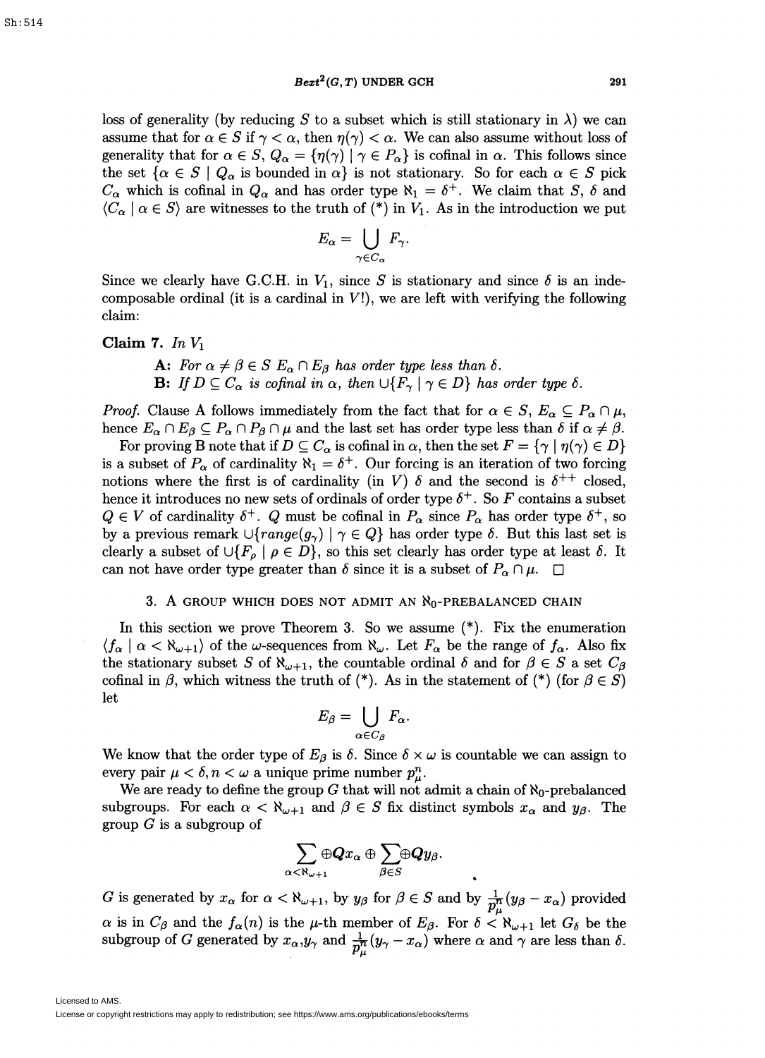loss of generality (by reducing $S$ to a subset which is still stationary in $\lambda$) we can assume that for $\alpha \in S$ if $\gamma < \alpha$, then $\eta(\gamma) < \alpha$. We can also assume without loss of generality that for $\alpha \in S$, $Q_\alpha = \{\eta(\gamma) \mid \gamma \in P_\alpha\}$ is cofinal in $\alpha$. This follows since the set $\{\alpha \in S \mid Q_\alpha \text{ is bounded in } \alpha\}$ is not stationary. So for each $\alpha \in S$ pick $C_\alpha$ which is cofinal in $Q_\alpha$ and has order type $\aleph_1 = \delta^+$. We claim that $S$, $\delta$ and $\langle C_\alpha \mid \alpha \in S\rangle$ are witnesses to the truth of (*) in $V_1$. As in the introduction we put

$$E_\alpha = \bigcup_{\gamma \in C_\alpha} F_\gamma.$$

Since we clearly have G.C.H. in $V_1$, since $S$ is stationary and since $\delta$ is an indecomposable ordinal (it is a cardinal in $V$!), we are left with verifying the following claim:

**Claim 7.** *In* $V_1$

> **A:** *For* $\alpha \neq \beta \in S$ $E_\alpha \cap E_\beta$ *has order type less than* $\delta$.
>
> **B:** *If* $D \subseteq C_\alpha$ *is cofinal in* $\alpha$, *then* $\cup\{F_\gamma \mid \gamma \in D\}$ *has order type* $\delta$.

*Proof.* Clause A follows immediately from the fact that for $\alpha \in S$, $E_\alpha \subseteq P_\alpha \cap \mu$, hence $E_\alpha \cap E_\beta \subseteq P_\alpha \cap P_\beta \cap \mu$ and the last set has order type less than $\delta$ if $\alpha \neq \beta$.

For proving B note that if $D \subseteq C_\alpha$ is cofinal in $\alpha$, then the set $F = \{\gamma \mid \eta(\gamma) \in D\}$ is a subset of $P_\alpha$ of cardinality $\aleph_1 = \delta^+$. Our forcing is an iteration of two forcing notions where the first is of cardinality (in $V$) $\delta$ and the second is $\delta^{++}$ closed, hence it introduces no new sets of ordinals of order type $\delta^+$. So $F$ contains a subset $Q \in V$ of cardinality $\delta^+$. $Q$ must be cofinal in $P_\alpha$ since $P_\alpha$ has order type $\delta^+$, so by a previous remark $\cup\{range(g_\gamma) \mid \gamma \in Q\}$ has order type $\delta$. But this last set is clearly a subset of $\cup\{F_\rho \mid \rho \in D\}$, so this set clearly has order type at least $\delta$. It can not have order type greater than $\delta$ since it is a subset of $P_\alpha \cap \mu$. $\square$

## 3. A group which does not admit an $\aleph_0$-prebalanced chain

In this section we prove Theorem 3. So we assume (*). Fix the enumeration $\langle f_\alpha \mid \alpha < \aleph_{\omega+1}\rangle$ of the $\omega$-sequences from $\aleph_\omega$. Let $F_\alpha$ be the range of $f_\alpha$. Also fix the stationary subset $S$ of $\aleph_{\omega+1}$, the countable ordinal $\delta$ and for $\beta \in S$ a set $C_\beta$ cofinal in $\beta$, which witness the truth of (*). As in the statement of (*) (for $\beta \in S$) let

$$E_\beta = \bigcup_{\alpha \in C_\beta} F_\alpha.$$

We know that the order type of $E_\beta$ is $\delta$. Since $\delta \times \omega$ is countable we can assign to every pair $\mu < \delta, n < \omega$ a unique prime number $p^n_\mu$.

We are ready to define the group $G$ that will not admit a chain of $\aleph_0$-prebalanced subgroups. For each $\alpha < \aleph_{\omega+1}$ and $\beta \in S$ fix distinct symbols $x_\alpha$ and $y_\beta$. The group $G$ is a subgroup of

$$\sum_{\alpha < \aleph_{\omega+1}} \oplus \boldsymbol{Q} x_\alpha \oplus \sum_{\beta \in S} \oplus \boldsymbol{Q} y_\beta.$$

$G$ is generated by $x_\alpha$ for $\alpha < \aleph_{\omega+1}$, by $y_\beta$ for $\beta \in S$ and by $\frac{1}{p^n_\mu}(y_\beta - x_\alpha)$ provided $\alpha$ is in $C_\beta$ and the $f_\alpha(n)$ is the $\mu$-th member of $E_\beta$. For $\delta < \aleph_{\omega+1}$ let $G_\delta$ be the subgroup of $G$ generated by $x_\alpha, y_\gamma$ and $\frac{1}{p^n_\mu}(y_\gamma - x_\alpha)$ where $\alpha$ and $\gamma$ are less than $\delta$.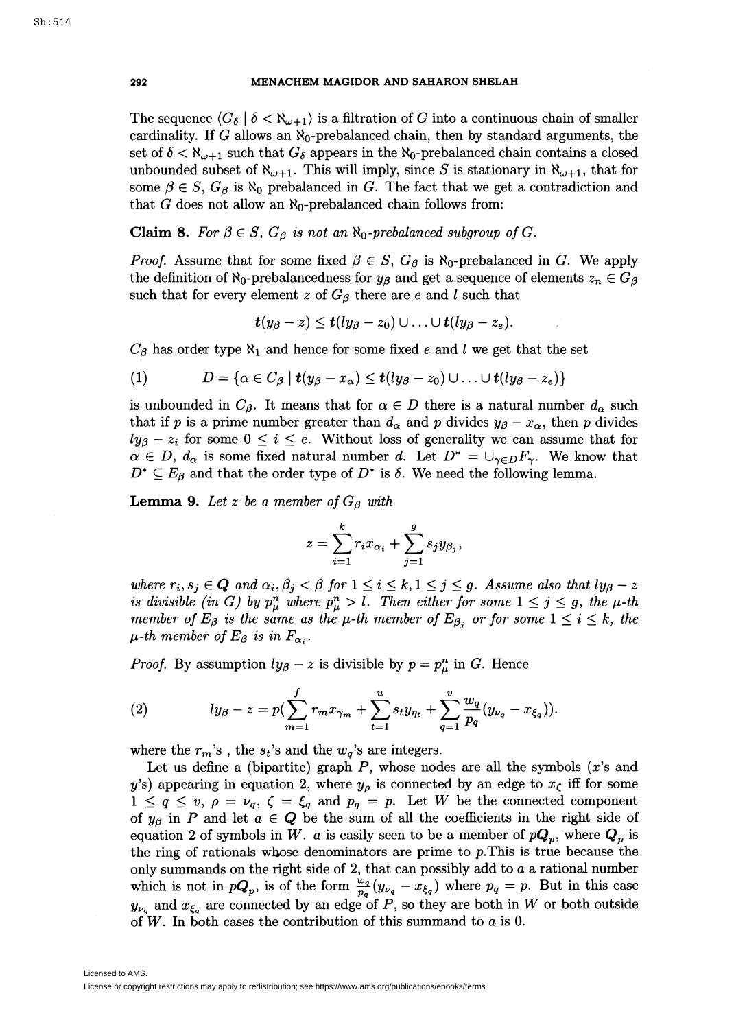The sequence $\langle G_\delta \mid \delta < \aleph_{\omega+1}\rangle$ is a filtration of $G$ into a continuous chain of smaller cardinality. If $G$ allows an $\aleph_0$-prebalanced chain, then by standard arguments, the set of $\delta < \aleph_{\omega+1}$ such that $G_\delta$ appears in the $\aleph_0$-prebalanced chain contains a closed unbounded subset of $\aleph_{\omega+1}$. This will imply, since $S$ is stationary in $\aleph_{\omega+1}$, that for some $\beta \in S$, $G_\beta$ is $\aleph_0$ prebalanced in $G$. The fact that we get a contradiction and that $G$ does not allow an $\aleph_0$-prebalanced chain follows from:

**Claim 8.** *For $\beta \in S$, $G_\beta$ is not an $\aleph_0$-prebalanced subgroup of $G$.*

*Proof.* Assume that for some fixed $\beta \in S$, $G_\beta$ is $\aleph_0$-prebalanced in $G$. We apply the definition of $\aleph_0$-prebalancedness for $y_\beta$ and get a sequence of elements $z_n \in G_\beta$ such that for every element $z$ of $G_\beta$ there are $e$ and $l$ such that

$$\boldsymbol{t}(y_\beta - z) \leq \boldsymbol{t}(ly_\beta - z_0) \cup \ldots \cup \boldsymbol{t}(ly_\beta - z_e).$$

$C_\beta$ has order type $\aleph_1$ and hence for some fixed $e$ and $l$ we get that the set

$$D = \{\alpha \in C_\beta \mid \boldsymbol{t}(y_\beta - x_\alpha) \leq \boldsymbol{t}(ly_\beta - z_0) \cup \ldots \cup \boldsymbol{t}(ly_\beta - z_e)\} \tag{1}$$

is unbounded in $C_\beta$. It means that for $\alpha \in D$ there is a natural number $d_\alpha$ such that if $p$ is a prime number greater than $d_\alpha$ and $p$ divides $y_\beta - x_\alpha$, then $p$ divides $ly_\beta - z_i$ for some $0 \leq i \leq e$. Without loss of generality we can assume that for $\alpha \in D$, $d_\alpha$ is some fixed natural number $d$. Let $D^* = \cup_{\gamma \in D} F_\gamma$. We know that $D^* \subseteq E_\beta$ and that the order type of $D^*$ is $\delta$. We need the following lemma.

**Lemma 9.** *Let $z$ be a member of $G_\beta$ with*

$$z = \sum_{i=1}^{k} r_i x_{\alpha_i} + \sum_{j=1}^{g} s_j y_{\beta_j},$$

*where $r_i, s_j \in \boldsymbol{Q}$ and $\alpha_i, \beta_j < \beta$ for $1 \leq i \leq k, 1 \leq j \leq g$. Assume also that $ly_\beta - z$ is divisible (in $G$) by $p_\mu^n$ where $p_\mu^n > l$. Then either for some $1 \leq j \leq g$, the $\mu$-th member of $E_\beta$ is the same as the $\mu$-th member of $E_{\beta_j}$ or for some $1 \leq i \leq k$, the $\mu$-th member of $E_\beta$ is in $F_{\alpha_i}$.*

*Proof.* By assumption $ly_\beta - z$ is divisible by $p = p_\mu^n$ in $G$. Hence

$$ly_\beta - z = p\left(\sum_{m=1}^{f} r_m x_{\gamma_m} + \sum_{t=1}^{u} s_t y_{\eta_t} + \sum_{q=1}^{v} \frac{w_q}{p_q}(y_{\nu_q} - x_{\xi_q})\right). \tag{2}$$

where the $r_m$'s , the $s_t$'s and the $w_q$'s are integers.

Let us define a (bipartite) graph $P$, whose nodes are all the symbols ($x$'s and $y$'s) appearing in equation 2, where $y_\rho$ is connected by an edge to $x_\zeta$ iff for some $1 \leq q \leq v$, $\rho = \nu_q$, $\zeta = \xi_q$ and $p_q = p$. Let $W$ be the connected component of $y_\beta$ in $P$ and let $a \in \boldsymbol{Q}$ be the sum of all the coefficients in the right side of equation 2 of symbols in $W$. $a$ is easily seen to be a member of $p\boldsymbol{Q}_p$, where $\boldsymbol{Q}_p$ is the ring of rationals whose denominators are prime to $p$.This is true because the only summands on the right side of 2, that can possibly add to $a$ a rational number which is not in $p\boldsymbol{Q}_p$, is of the form $\frac{w_q}{p_q}(y_{\nu_q} - x_{\xi_q})$ where $p_q = p$. But in this case $y_{\nu_q}$ and $x_{\xi_q}$ are connected by an edge of $P$, so they are both in $W$ or both outside of $W$. In both cases the contribution of this summand to $a$ is 0.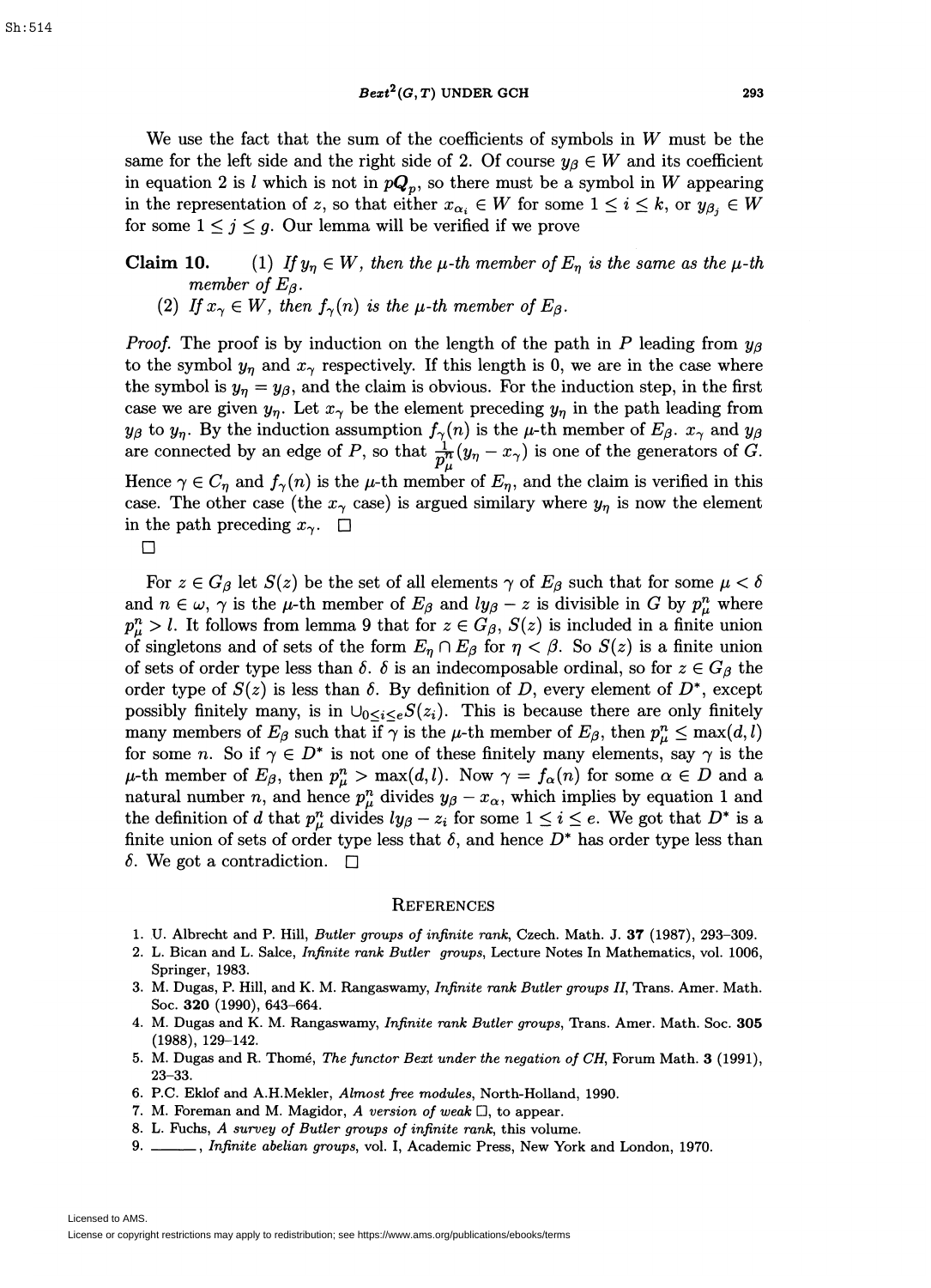We use the fact that the sum of the coefficients of symbols in $W$ must be the same for the left side and the right side of 2. Of course $y_\beta \in W$ and its coefficient in equation 2 is $l$ which is not in $p\boldsymbol{Q}_p$, so there must be a symbol in $W$ appearing in the representation of $z$, so that either $x_{\alpha_i} \in W$ for some $1 \leq i \leq k$, or $y_{\beta_j} \in W$ for some $1 \leq j \leq g$. Our lemma will be verified if we prove

**Claim 10.** (1) *If $y_\eta \in W$, then the $\mu$-th member of $E_\eta$ is the same as the $\mu$-th member of $E_\beta$.*
(2) *If $x_\gamma \in W$, then $f_\gamma(n)$ is the $\mu$-th member of $E_\beta$.*

*Proof.* The proof is by induction on the length of the path in $P$ leading from $y_\beta$ to the symbol $y_\eta$ and $x_\gamma$ respectively. If this length is 0, we are in the case where the symbol is $y_\eta = y_\beta$, and the claim is obvious. For the induction step, in the first case we are given $y_\eta$. Let $x_\gamma$ be the element preceding $y_\eta$ in the path leading from $y_\beta$ to $y_\eta$. By the induction assumption $f_\gamma(n)$ is the $\mu$-th member of $E_\beta$. $x_\gamma$ and $y_\beta$ are connected by an edge of $P$, so that $\frac{1}{p_\mu^n}(y_\eta - x_\gamma)$ is one of the generators of $G$. Hence $\gamma \in C_\eta$ and $f_\gamma(n)$ is the $\mu$-th member of $E_\eta$, and the claim is verified in this case. The other case (the $x_\gamma$ case) is argued similary where $y_\eta$ is now the element in the path preceding $x_\gamma$. $\square$

$\square$

For $z \in G_\beta$ let $S(z)$ be the set of all elements $\gamma$ of $E_\beta$ such that for some $\mu < \delta$ and $n \in \omega$, $\gamma$ is the $\mu$-th member of $E_\beta$ and $ly_\beta - z$ is divisible in $G$ by $p_\mu^n$ where $p_\mu^n > l$. It follows from lemma 9 that for $z \in G_\beta$, $S(z)$ is included in a finite union of singletons and of sets of the form $E_\eta \cap E_\beta$ for $\eta < \beta$. So $S(z)$ is a finite union of sets of order type less than $\delta$. $\delta$ is an indecomposable ordinal, so for $z \in G_\beta$ the order type of $S(z)$ is less than $\delta$. By definition of $D$, every element of $D^*$, except possibly finitely many, is in $\cup_{0 \leq i \leq e} S(z_i)$. This is because there are only finitely many members of $E_\beta$ such that if $\gamma$ is the $\mu$-th member of $E_\beta$, then $p_\mu^n \leq \max(d, l)$ for some $n$. So if $\gamma \in D^*$ is not one of these finitely many elements, say $\gamma$ is the $\mu$-th member of $E_\beta$, then $p_\mu^n > \max(d, l)$. Now $\gamma = f_\alpha(n)$ for some $\alpha \in D$ and a natural number $n$, and hence $p_\mu^n$ divides $y_\beta - x_\alpha$, which implies by equation 1 and the definition of $d$ that $p_\mu^n$ divides $ly_\beta - z_i$ for some $1 \leq i \leq e$. We got that $D^*$ is a finite union of sets of order type less that $\delta$, and hence $D^*$ has order type less than $\delta$. We got a contradiction. $\square$

## References

1. U. Albrecht and P. Hill, *Butler groups of infinite rank*, Czech. Math. J. **37** (1987), 293–309.
2. L. Bican and L. Salce, *Infinite rank Butler groups*, Lecture Notes In Mathematics, vol. 1006, Springer, 1983.
3. M. Dugas, P. Hill, and K. M. Rangaswamy, *Infinite rank Butler groups II*, Trans. Amer. Math. Soc. **320** (1990), 643–664.
4. M. Dugas and K. M. Rangaswamy, *Infinite rank Butler groups*, Trans. Amer. Math. Soc. **305** (1988), 129–142.
5. M. Dugas and R. Thomé, *The functor Bext under the negation of CH*, Forum Math. **3** (1991), 23–33.
6. P.C. Eklof and A.H.Mekler, *Almost free modules*, North-Holland, 1990.
7. M. Foreman and M. Magidor, *A version of weak* $\square$, to appear.
8. L. Fuchs, *A survey of Butler groups of infinite rank*, this volume.
9. ______, *Infinite abelian groups*, vol. I, Academic Press, New York and London, 1970.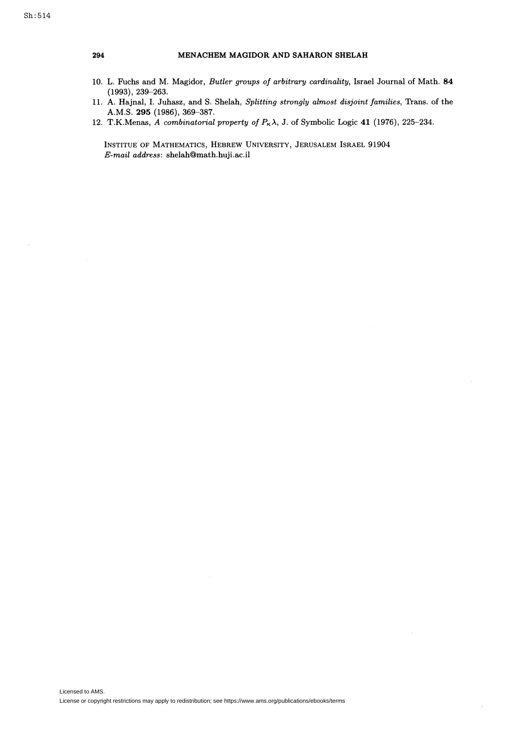10. L. Fuchs and M. Magidor, *Butler groups of arbitrary cardinality*, Israel Journal of Math. **84** (1993), 239–263.
11. A. Hajnal, I. Juhasz, and S. Shelah, *Splitting strongly almost disjoint families*, Trans. of the A.M.S. **295** (1986), 369–387.
12. T.K.Menas, *A combinatorial property of $P_\kappa\lambda$*, J. of Symbolic Logic **41** (1976), 225–234.

INSTITUE OF MATHEMATICS, HEBREW UNIVERSITY, JERUSALEM ISRAEL 91904
*E-mail address*: shelah@math.huji.ac.il